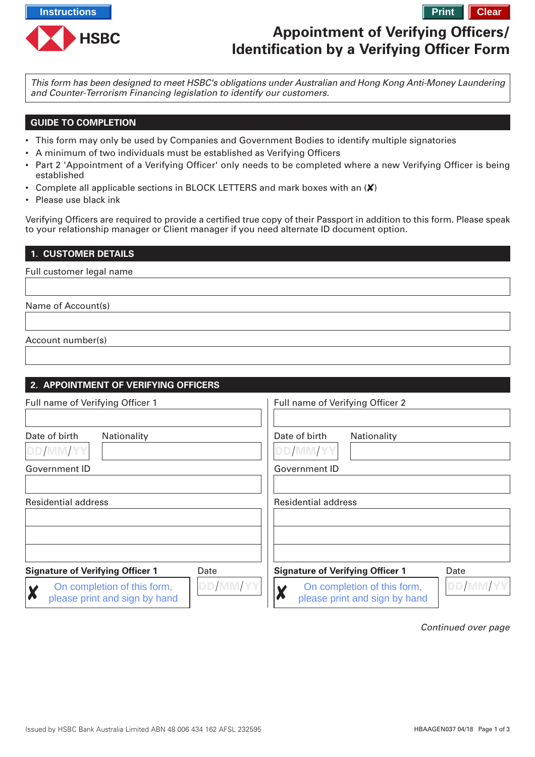Instructions

Print Clear

HSBC

# Appointment of Verifying Officers/ Identification by a Verifying Officer Form

*This form has been designed to meet HSBC's obligations under Australian and Hong Kong Anti-Money Laundering and Counter-Terrorism Financing legislation to identify our customers.*

## GUIDE TO COMPLETION

- This form may only be used by Companies and Government Bodies to identify multiple signatories
- A minimum of two individuals must be established as Verifying Officers
- Part 2 'Appointment of a Verifying Officer' only needs to be completed where a new Verifying Officer is being established
- Complete all applicable sections in BLOCK LETTERS and mark boxes with an (✗)
- Please use black ink

Verifying Officers are required to provide a certified true copy of their Passport in addition to this form. Please speak to your relationship manager or Client manager if you need alternate ID document option.

## 1. CUSTOMER DETAILS

Full customer legal name

Name of Account(s)

Account number(s)

## 2. APPOINTMENT OF VERIFYING OFFICERS

Full name of Verifying Officer 1

Date of birth DD/MM/YY

Nationality

Government ID

Residential address

**Signature of Verifying Officer 1**

✗ On completion of this form, please print and sign by hand

Date DD/MM/YY

Full name of Verifying Officer 2

Date of birth DD/MM/YY

Nationality

Government ID

Residential address

**Signature of Verifying Officer 1**

✗ On completion of this form, please print and sign by hand

Date DD/MM/YY

*Continued over page*

Issued by HSBC Bank Australia Limited ABN 48 006 434 162 AFSL 232595

HBAAGEN037 04/18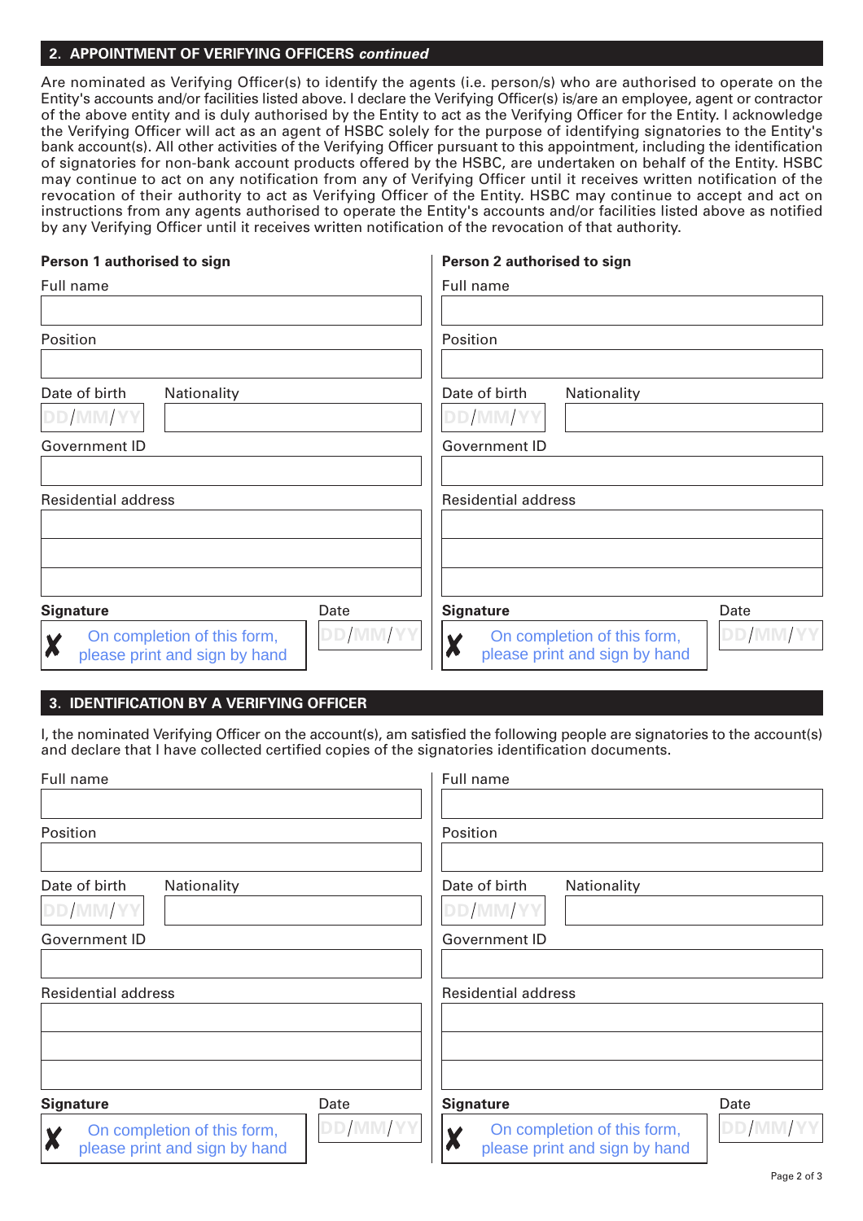## 2. APPOINTMENT OF VERIFYING OFFICERS *continued*

Are nominated as Verifying Officer(s) to identify the agents (i.e. person/s) who are authorised to operate on the Entity's accounts and/or facilities listed above. I declare the Verifying Officer(s) is/are an employee, agent or contractor of the above entity and is duly authorised by the Entity to act as the Verifying Officer for the Entity. I acknowledge the Verifying Officer will act as an agent of HSBC solely for the purpose of identifying signatories to the Entity's bank account(s). All other activities of the Verifying Officer pursuant to this appointment, including the identification of signatories for non-bank account products offered by the HSBC, are undertaken on behalf of the Entity. HSBC may continue to act on any notification from any of Verifying Officer until it receives written notification of the revocation of their authority to act as Verifying Officer of the Entity. HSBC may continue to accept and act on instructions from any agents authorised to operate the Entity's accounts and/or facilities listed above as notified by any Verifying Officer until it receives written notification of the revocation of that authority.

**Person 1 authorised to sign**

Full name

Position

Date of birth DD/MM/YY

Nationality

Government ID

Residential address

**Signature**

✗ On completion of this form, please print and sign by hand

Date DD/MM/YY

**Person 2 authorised to sign**

Full name

Position

Date of birth DD/MM/YY

Nationality

Government ID

Residential address

**Signature**

✗ On completion of this form, please print and sign by hand

Date DD/MM/YY

## 3. IDENTIFICATION BY A VERIFYING OFFICER

I, the nominated Verifying Officer on the account(s), am satisfied the following people are signatories to the account(s) and declare that I have collected certified copies of the signatories identification documents.

Full name

Position

Date of birth DD/MM/YY

Nationality

Government ID

Residential address

**Signature**

✗ On completion of this form, please print and sign by hand

Date DD/MM/YY

Full name

Position

Date of birth DD/MM/YY

Nationality

Government ID

Residential address

**Signature**

✗ On completion of this form, please print and sign by hand

Date DD/MM/YY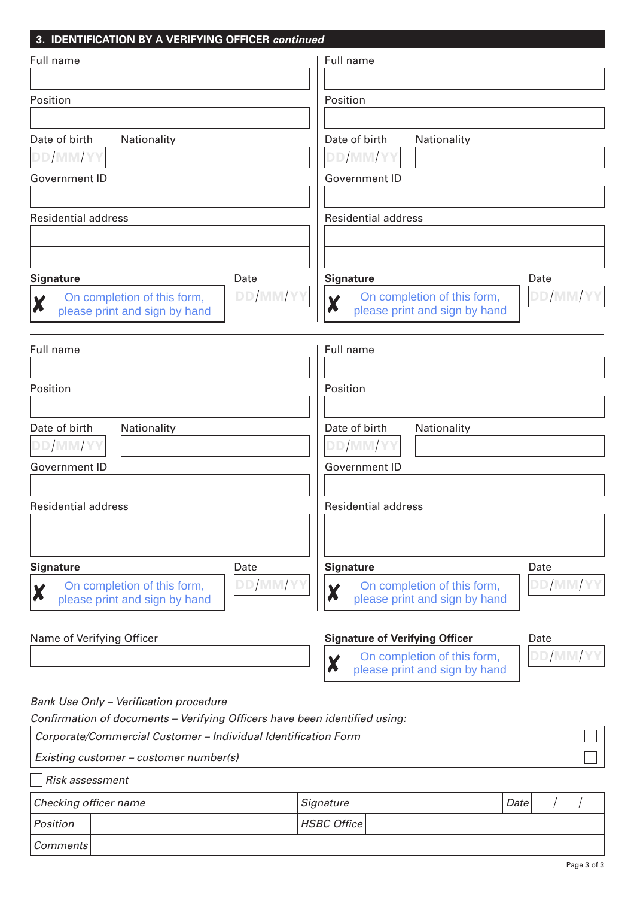## 3. IDENTIFICATION BY A VERIFYING OFFICER *continued*

Full name

Position

Date of birth DD/MM/YY Nationality

Government ID

Residential address

**Signature**

✗ On completion of this form, please print and sign by hand

Date DD/MM/YY

Full name

Position

Date of birth DD/MM/YY Nationality

Government ID

Residential address

**Signature**

✗ On completion of this form, please print and sign by hand

Date DD/MM/YY

Full name

Position

Date of birth DD/MM/YY Nationality

Government ID

Residential address

**Signature**

✗ On completion of this form, please print and sign by hand

Date DD/MM/YY

Full name

Position

Date of birth DD/MM/YY Nationality

Government ID

Residential address

**Signature**

✗ On completion of this form, please print and sign by hand

Date DD/MM/YY

Name of Verifying Officer

**Signature of Verifying Officer**

✗ On completion of this form, please print and sign by hand

Date DD/MM/YY

*Bank Use Only – Verification procedure*

*Confirmation of documents – Verifying Officers have been identified using:*

| | | |
|---|---|---|
| *Corporate/Commercial Customer – Individual Identification Form* | | ☐ |
| *Existing customer – customer number(s)* | | ☐ |

☐ *Risk assessment*

| | | | | | |
|---|---|---|---|---|---|
| *Checking officer name* | | *Signature* | | *Date* | / / |
| *Position* | | *HSBC Office* | | | |
| *Comments* | | | | | |